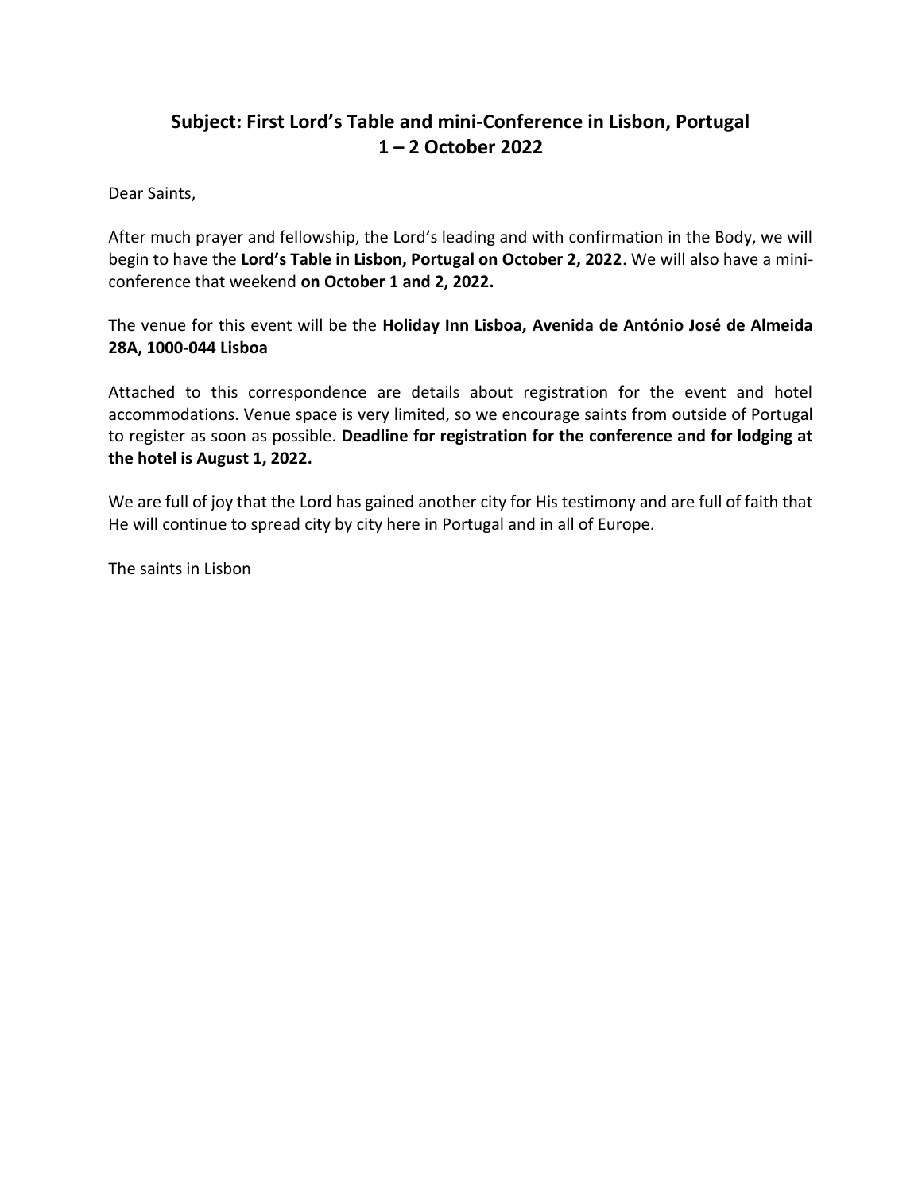## Subject: First Lord's Table and mini-Conference in Lisbon, Portugal 1 – 2 October 2022

Dear Saints,

After much prayer and fellowship, the Lord's leading and with confirmation in the Body, we will begin to have the **Lord's Table in Lisbon, Portugal on October 2, 2022**. We will also have a mini-conference that weekend **on October 1 and 2, 2022.**

The venue for this event will be the **Holiday Inn Lisboa, Avenida de António José de Almeida 28A, 1000-044 Lisboa**

Attached to this correspondence are details about registration for the event and hotel accommodations. Venue space is very limited, so we encourage saints from outside of Portugal to register as soon as possible. **Deadline for registration for the conference and for lodging at the hotel is August 1, 2022.**

We are full of joy that the Lord has gained another city for His testimony and are full of faith that He will continue to spread city by city here in Portugal and in all of Europe.

The saints in Lisbon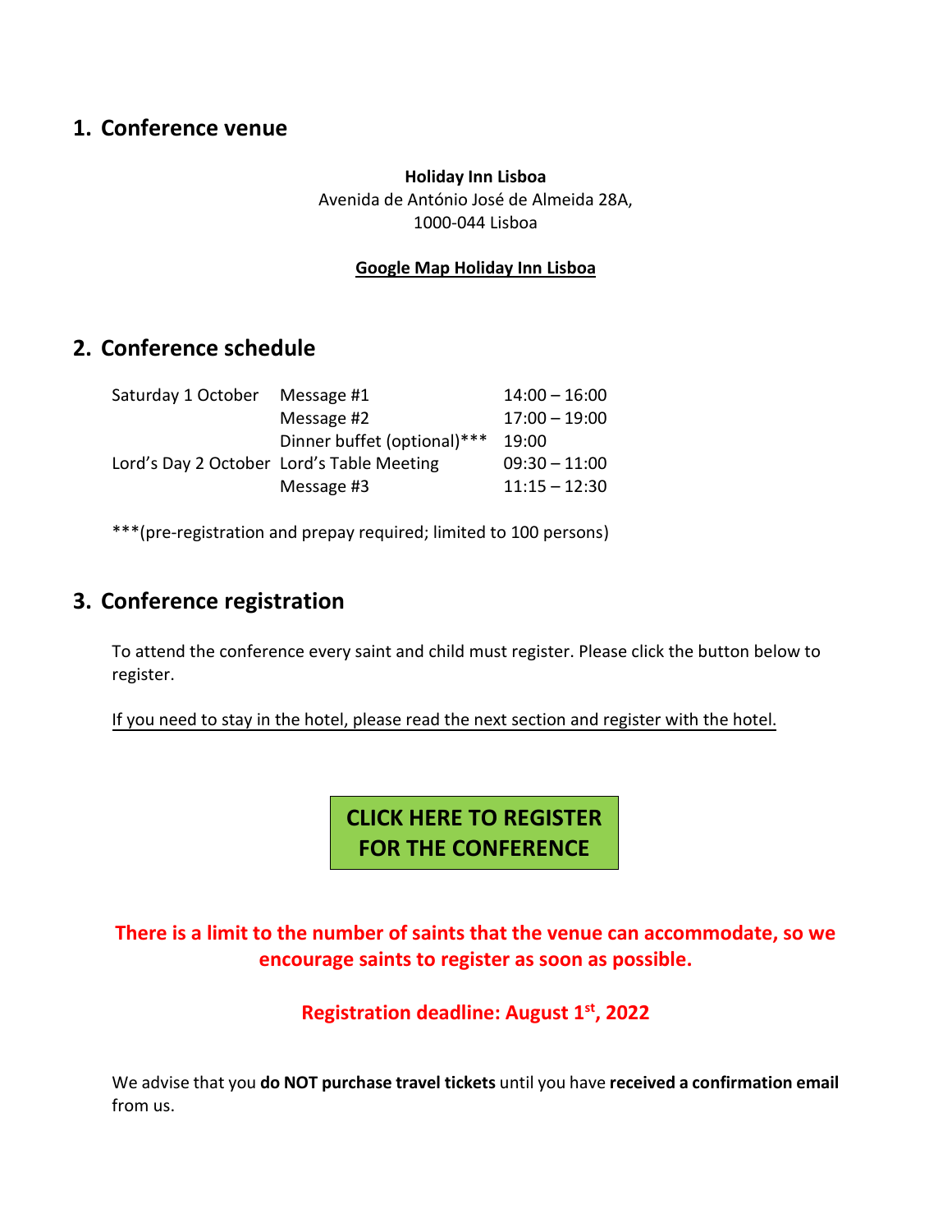## 1. Conference venue

**Holiday Inn Lisboa**
Avenida de António José de Almeida 28A,
1000-044 Lisboa

**Google Map Holiday Inn Lisboa**

## 2. Conference schedule

| | | |
|---|---|---|
| Saturday 1 October | Message #1 | 14:00 – 16:00 |
| | Message #2 | 17:00 – 19:00 |
| | Dinner buffet (optional)*** | 19:00 |
| Lord's Day 2 October | Lord's Table Meeting | 09:30 – 11:00 |
| | Message #3 | 11:15 – 12:30 |

***(pre-registration and prepay required; limited to 100 persons)

## 3. Conference registration

To attend the conference every saint and child must register. Please click the button below to register.

If you need to stay in the hotel, please read the next section and register with the hotel.

**CLICK HERE TO REGISTER FOR THE CONFERENCE**

**There is a limit to the number of saints that the venue can accommodate, so we encourage saints to register as soon as possible.**

**Registration deadline: August 1st, 2022**

We advise that you **do NOT purchase travel tickets** until you have **received a confirmation email** from us.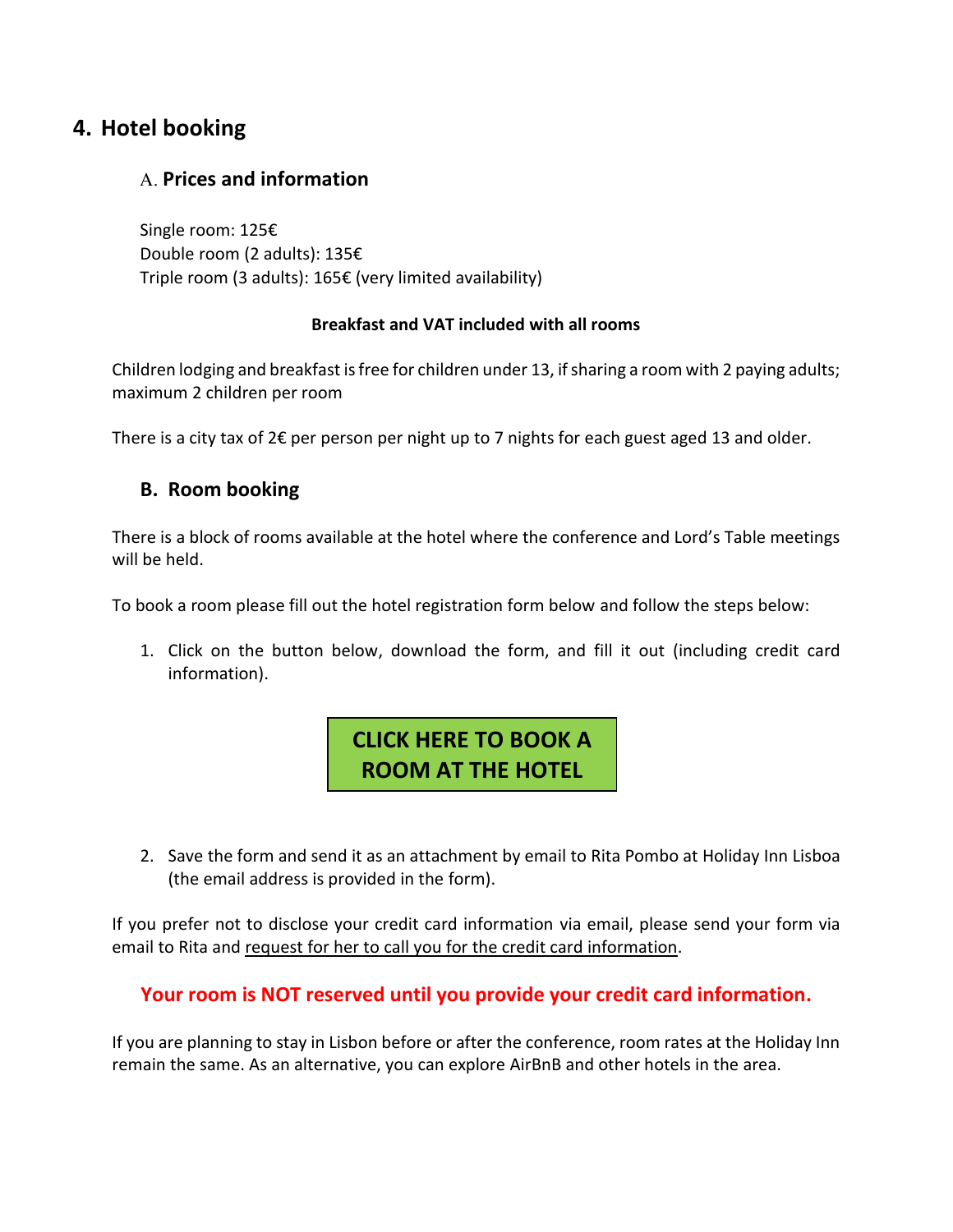# 4. Hotel booking

## A. Prices and information

Single room: 125€
Double room (2 adults): 135€
Triple room (3 adults): 165€ (very limited availability)

**Breakfast and VAT included with all rooms**

Children lodging and breakfast is free for children under 13, if sharing a room with 2 paying adults; maximum 2 children per room

There is a city tax of 2€ per person per night up to 7 nights for each guest aged 13 and older.

## B. Room booking

There is a block of rooms available at the hotel where the conference and Lord's Table meetings will be held.

To book a room please fill out the hotel registration form below and follow the steps below:

1. Click on the button below, download the form, and fill it out (including credit card information).

**CLICK HERE TO BOOK A ROOM AT THE HOTEL**

2. Save the form and send it as an attachment by email to Rita Pombo at Holiday Inn Lisboa (the email address is provided in the form).

If you prefer not to disclose your credit card information via email, please send your form via email to Rita and request for her to call you for the credit card information.

**Your room is NOT reserved until you provide your credit card information.**

If you are planning to stay in Lisbon before or after the conference, room rates at the Holiday Inn remain the same. As an alternative, you can explore AirBnB and other hotels in the area.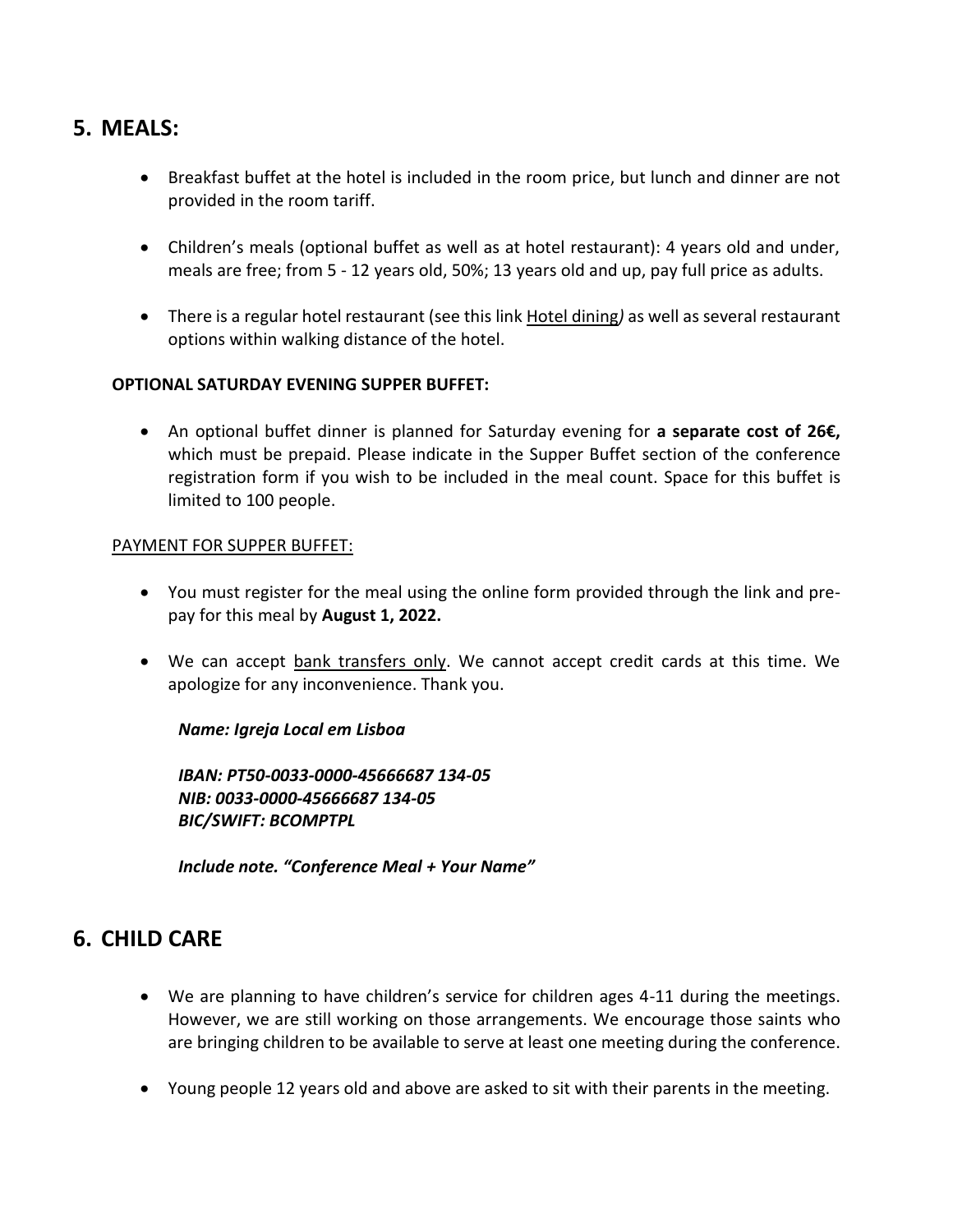## 5. MEALS:

- Breakfast buffet at the hotel is included in the room price, but lunch and dinner are not provided in the room tariff.
- Children's meals (optional buffet as well as at hotel restaurant): 4 years old and under, meals are free; from 5 - 12 years old, 50%; 13 years old and up, pay full price as adults.
- There is a regular hotel restaurant (see this link Hotel dining*)* as well as several restaurant options within walking distance of the hotel.

**OPTIONAL SATURDAY EVENING SUPPER BUFFET:**

- An optional buffet dinner is planned for Saturday evening for **a separate cost of 26€,** which must be prepaid. Please indicate in the Supper Buffet section of the conference registration form if you wish to be included in the meal count. Space for this buffet is limited to 100 people.

PAYMENT FOR SUPPER BUFFET:

- You must register for the meal using the online form provided through the link and pre-pay for this meal by **August 1, 2022.**
- We can accept bank transfers only. We cannot accept credit cards at this time. We apologize for any inconvenience. Thank you.

***Name: Igreja Local em Lisboa***

***IBAN: PT50-0033-0000-45666687 134-05***
***NIB: 0033-0000-45666687 134-05***
***BIC/SWIFT: BCOMPTPL***

***Include note. "Conference Meal + Your Name"***

## 6. CHILD CARE

- We are planning to have children's service for children ages 4-11 during the meetings. However, we are still working on those arrangements. We encourage those saints who are bringing children to be available to serve at least one meeting during the conference.
- Young people 12 years old and above are asked to sit with their parents in the meeting.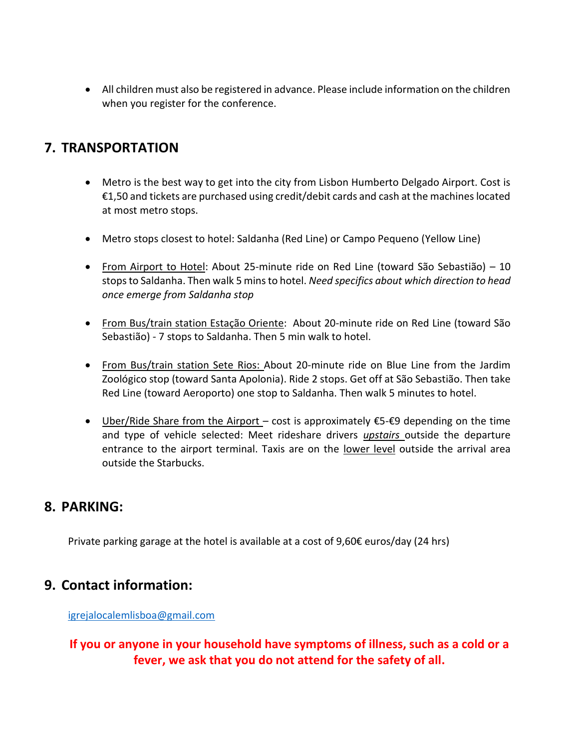- All children must also be registered in advance. Please include information on the children when you register for the conference.

## 7. TRANSPORTATION

- Metro is the best way to get into the city from Lisbon Humberto Delgado Airport. Cost is €1,50 and tickets are purchased using credit/debit cards and cash at the machines located at most metro stops.
- Metro stops closest to hotel: Saldanha (Red Line) or Campo Pequeno (Yellow Line)
- From Airport to Hotel: About 25-minute ride on Red Line (toward São Sebastião) – 10 stops to Saldanha. Then walk 5 mins to hotel. *Need specifics about which direction to head once emerge from Saldanha stop*
- From Bus/train station Estação Oriente: About 20-minute ride on Red Line (toward São Sebastião) - 7 stops to Saldanha. Then 5 min walk to hotel.
- From Bus/train station Sete Rios: About 20-minute ride on Blue Line from the Jardim Zoológico stop (toward Santa Apolonia). Ride 2 stops. Get off at São Sebastião. Then take Red Line (toward Aeroporto) one stop to Saldanha. Then walk 5 minutes to hotel.
- Uber/Ride Share from the Airport – cost is approximately €5-€9 depending on the time and type of vehicle selected: Meet rideshare drivers *upstairs* outside the departure entrance to the airport terminal. Taxis are on the lower level outside the arrival area outside the Starbucks.

## 8. PARKING:

Private parking garage at the hotel is available at a cost of 9,60€ euros/day (24 hrs)

## 9. Contact information:

igrejalocalemlisboa@gmail.com

**If you or anyone in your household have symptoms of illness, such as a cold or a fever, we ask that you do not attend for the safety of all.**